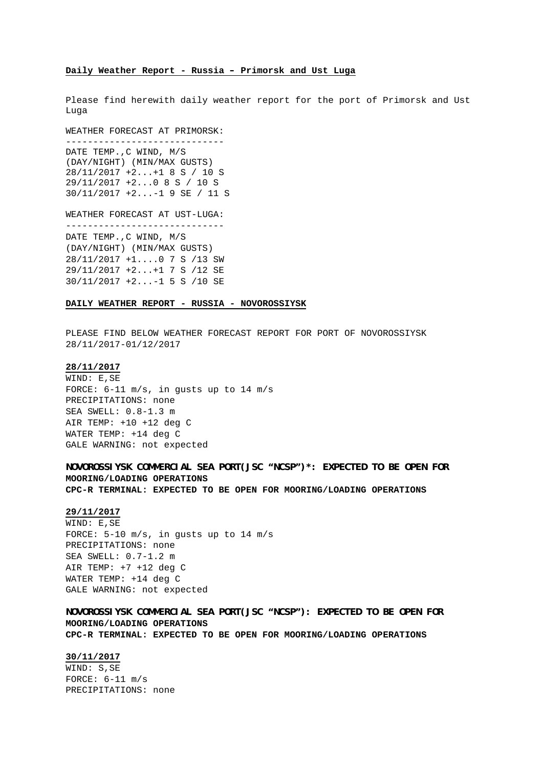**Daily Weather Report - Russia – Primorsk and Ust Luga**

Please find herewith daily weather report for the port of Primorsk and Ust Luga

WEATHER FORECAST AT PRIMORSK:
-----------------------------

DATE TEMP.,C WIND, M/S
(DAY/NIGHT) (MIN/MAX GUSTS)
28/11/2017 +2...+1 8 S / 10 S
29/11/2017 +2...0 8 S / 10 S
30/11/2017 +2...-1 9 SE / 11 S

WEATHER FORECAST AT UST-LUGA:
-----------------------------

DATE TEMP.,C WIND, M/S
(DAY/NIGHT) (MIN/MAX GUSTS)
28/11/2017 +1....0 7 S /13 SW
29/11/2017 +2...+1 7 S /12 SE
30/11/2017 +2...-1 5 S /10 SE

**DAILY WEATHER REPORT - RUSSIA - NOVOROSSIYSK**

PLEASE FIND BELOW WEATHER FORECAST REPORT FOR PORT OF NOVOROSSIYSK 28/11/2017-01/12/2017

**28/11/2017**

WIND: E,SE
FORCE: 6-11 m/s, in gusts up to 14 m/s
PRECIPITATIONS: none
SEA SWELL: 0.8-1.3 m
AIR TEMP: +10 +12 deg C
WATER TEMP: +14 deg C
GALE WARNING: not expected

**NOVOROSSIYSK COMMERCIAL SEA PORT(JSC "NCSP")*: EXPECTED TO BE OPEN FOR MOORING/LOADING OPERATIONS**
**CPC-R TERMINAL: EXPECTED TO BE OPEN FOR MOORING/LOADING OPERATIONS**

**29/11/2017**

WIND: E,SE
FORCE: 5-10 m/s, in gusts up to 14 m/s
PRECIPITATIONS: none
SEA SWELL: 0.7-1.2 m
AIR TEMP: +7 +12 deg C
WATER TEMP: +14 deg C
GALE WARNING: not expected

**NOVOROSSIYSK COMMERCIAL SEA PORT(JSC "NCSP"): EXPECTED TO BE OPEN FOR MOORING/LOADING OPERATIONS**
**CPC-R TERMINAL: EXPECTED TO BE OPEN FOR MOORING/LOADING OPERATIONS**

**30/11/2017**

WIND: S,SE
FORCE: 6-11 m/s
PRECIPITATIONS: none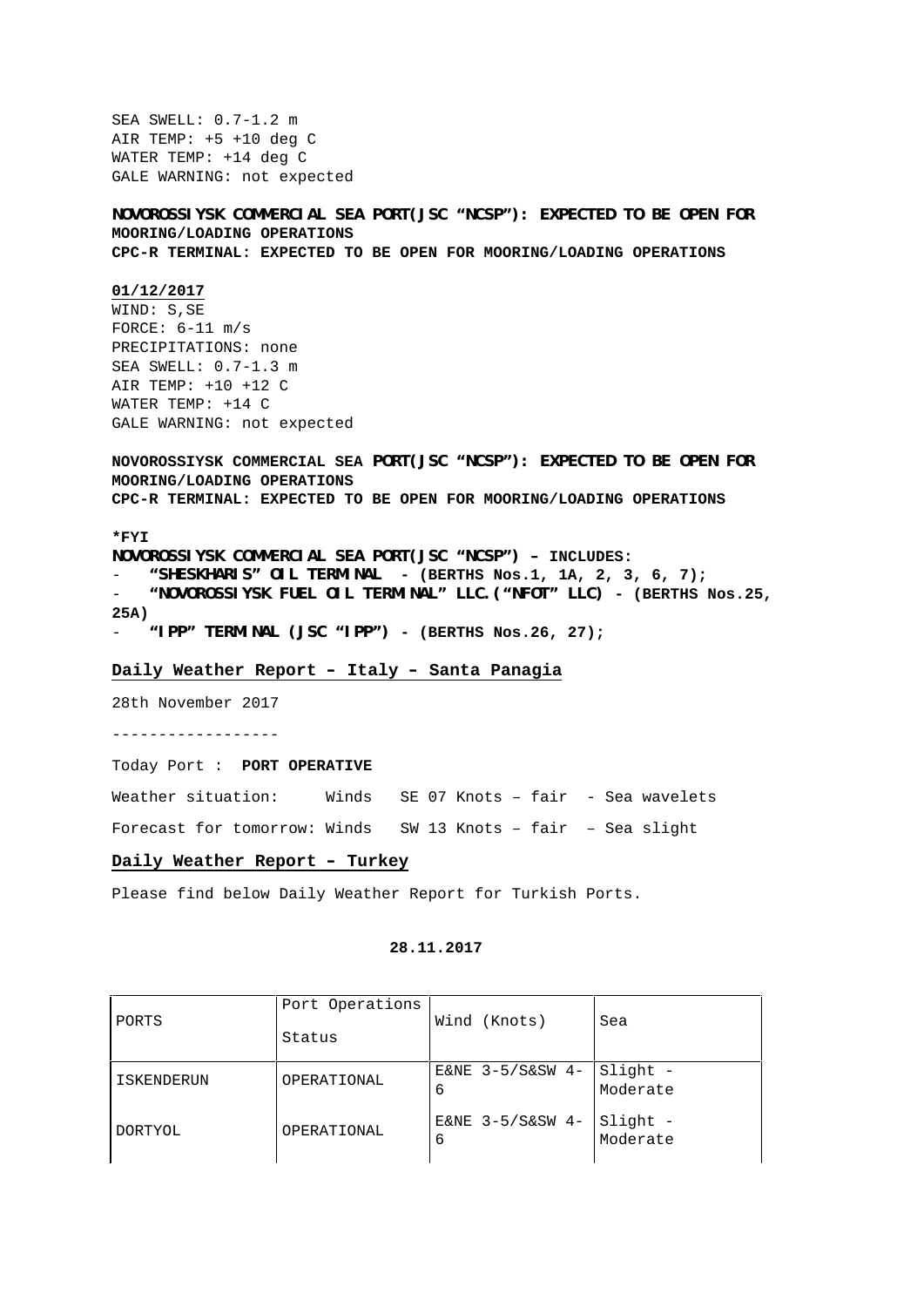SEA SWELL: 0.7-1.2 m
AIR TEMP: +5 +10 deg C
WATER TEMP: +14 deg C
GALE WARNING: not expected

**NOVOROSSIYSK COMMERCIAL SEA PORT(JSC "NCSP"): EXPECTED TO BE OPEN FOR MOORING/LOADING OPERATIONS**
**CPC-R TERMINAL: EXPECTED TO BE OPEN FOR MOORING/LOADING OPERATIONS**

**01/12/2017**
WIND: S,SE
FORCE: 6-11 m/s
PRECIPITATIONS: none
SEA SWELL: 0.7-1.3 m
AIR TEMP: +10 +12 C
WATER TEMP: +14 C
GALE WARNING: not expected

**NOVOROSSIYSK COMMERCIAL SEA PORT(JSC "NCSP"): EXPECTED TO BE OPEN FOR MOORING/LOADING OPERATIONS**
**CPC-R TERMINAL: EXPECTED TO BE OPEN FOR MOORING/LOADING OPERATIONS**

***FYI**
**NOVOROSSIYSK COMMERCIAL SEA PORT(JSC "NCSP") – INCLUDES:**
- **"SHESKHARIS" OIL TERMINAL - (BERTHS Nos.1, 1A, 2, 3, 6, 7);**
- **"NOVOROSSIYSK FUEL OIL TERMINAL" LLC.("NFOT" LLC) - (BERTHS Nos.25, 25A)**
- **"IPP" TERMINAL (JSC "IPP") - (BERTHS Nos.26, 27);**

## Daily Weather Report – Italy – Santa Panagia

28th November 2017

------------------

Today Port : **PORT OPERATIVE**

Weather situation: Winds SE 07 Knots – fair - Sea wavelets

Forecast for tomorrow: Winds SW 13 Knots – fair – Sea slight

## Daily Weather Report – Turkey

Please find below Daily Weather Report for Turkish Ports.

**28.11.2017**

| PORTS | Port Operations Status | Wind (Knots) | Sea |
|---|---|---|---|
| ISKENDERUN | OPERATIONAL | E&NE 3-5/S&SW 4-6 | Slight - Moderate |
| DORTYOL | OPERATIONAL | E&NE 3-5/S&SW 4-6 | Slight - Moderate |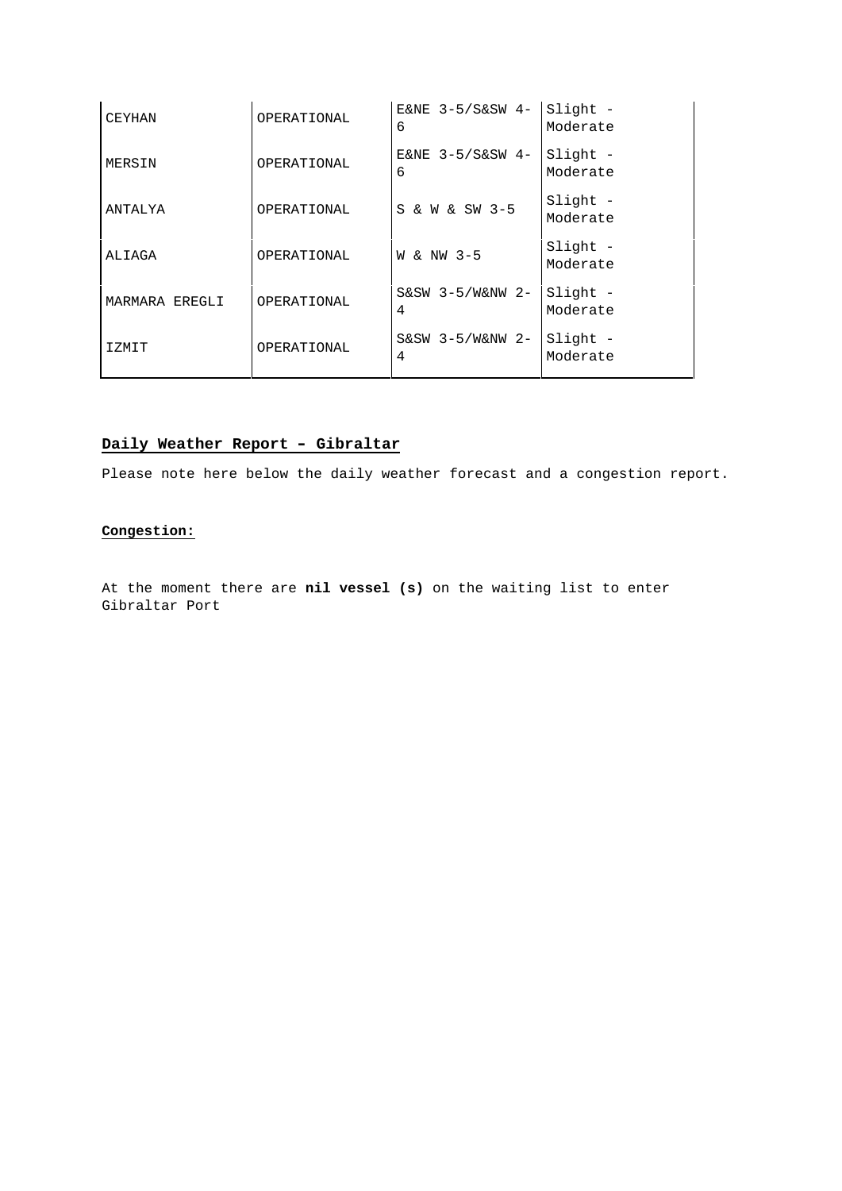| | | | |
|---|---|---|---|
| CEYHAN | OPERATIONAL | E&NE 3-5/S&SW 4-6 | Slight - Moderate |
| MERSIN | OPERATIONAL | E&NE 3-5/S&SW 4-6 | Slight - Moderate |
| ANTALYA | OPERATIONAL | S & W & SW 3-5 | Slight - Moderate |
| ALIAGA | OPERATIONAL | W & NW 3-5 | Slight - Moderate |
| MARMARA EREGLI | OPERATIONAL | S&SW 3-5/W&NW 2-4 | Slight - Moderate |
| IZMIT | OPERATIONAL | S&SW 3-5/W&NW 2-4 | Slight - Moderate |

**Daily Weather Report – Gibraltar**

Please note here below the daily weather forecast and a congestion report.

**Congestion:**

At the moment there are **nil vessel (s)** on the waiting list to enter Gibraltar Port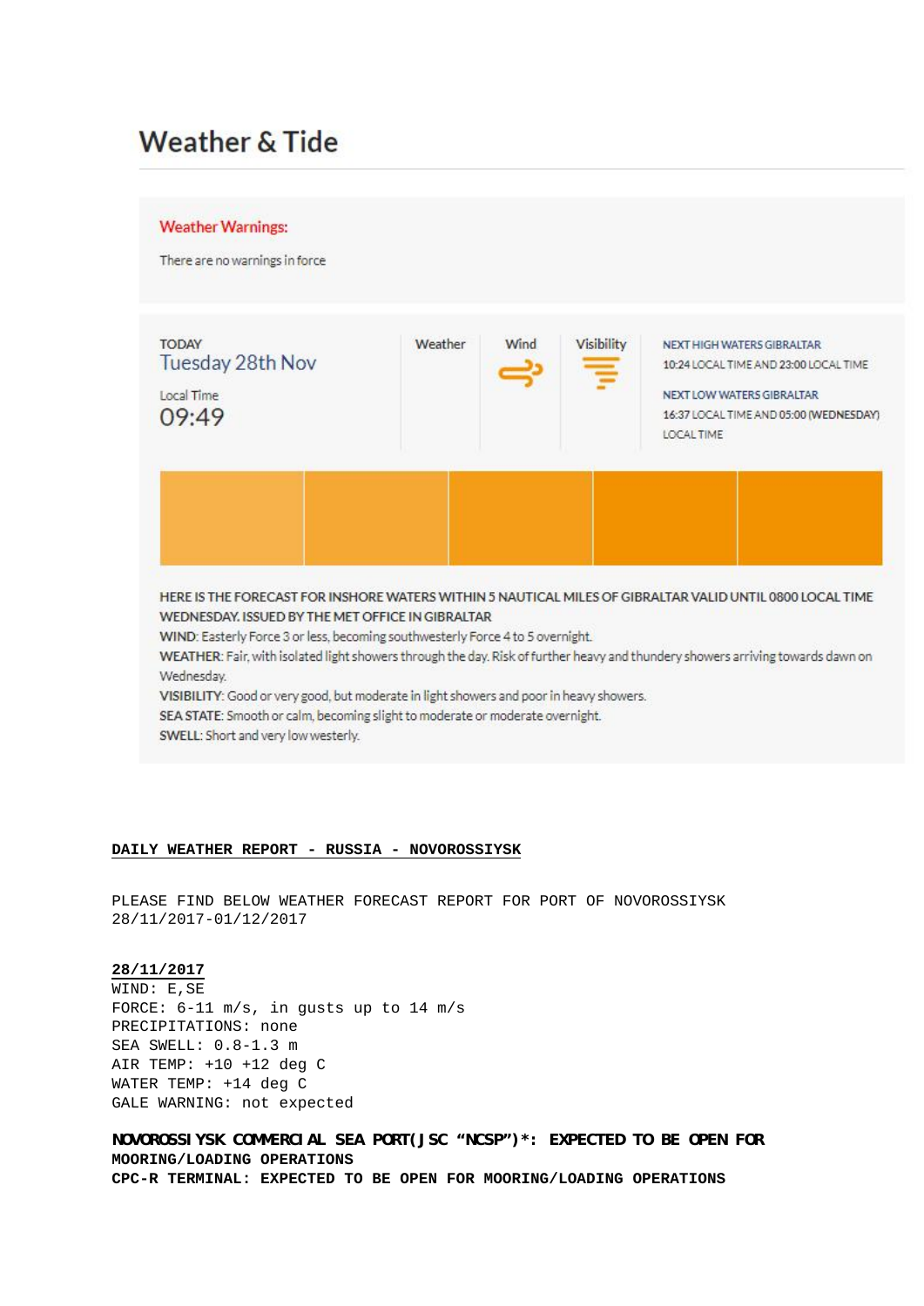# Weather & Tide

**Weather Warnings:**

There are no warnings in force

| TODAY Tuesday 28th Nov Local Time 09:49 | Weather | Wind | Visibility | NEXT HIGH WATERS GIBRALTAR 10:24 LOCAL TIME AND 23:00 LOCAL TIME NEXT LOW WATERS GIBRALTAR 16:37 LOCAL TIME AND 05:00 (WEDNESDAY) LOCAL TIME |
|---|---|---|---|---|

HERE IS THE FORECAST FOR INSHORE WATERS WITHIN 5 NAUTICAL MILES OF GIBRALTAR VALID UNTIL 0800 LOCAL TIME WEDNESDAY. ISSUED BY THE MET OFFICE IN GIBRALTAR

**WIND**: Easterly Force 3 or less, becoming southwesterly Force 4 to 5 overnight.

**WEATHER**: Fair, with isolated light showers through the day. Risk of further heavy and thundery showers arriving towards dawn on Wednesday.

**VISIBILITY**: Good or very good, but moderate in light showers and poor in heavy showers.

**SEA STATE**: Smooth or calm, becoming slight to moderate or moderate overnight.

**SWELL**: Short and very low westerly.

## DAILY WEATHER REPORT - RUSSIA - NOVOROSSIYSK

PLEASE FIND BELOW WEATHER FORECAST REPORT FOR PORT OF NOVOROSSIYSK 28/11/2017-01/12/2017

**28/11/2017**

WIND: E,SE
FORCE: 6-11 m/s, in gusts up to 14 m/s
PRECIPITATIONS: none
SEA SWELL: 0.8-1.3 m
AIR TEMP: +10 +12 deg C
WATER TEMP: +14 deg C
GALE WARNING: not expected

**NOVOROSSIYSK COMMERCIAL SEA PORT(JSC "NCSP")\*: EXPECTED TO BE OPEN FOR MOORING/LOADING OPERATIONS**
**CPC-R TERMINAL: EXPECTED TO BE OPEN FOR MOORING/LOADING OPERATIONS**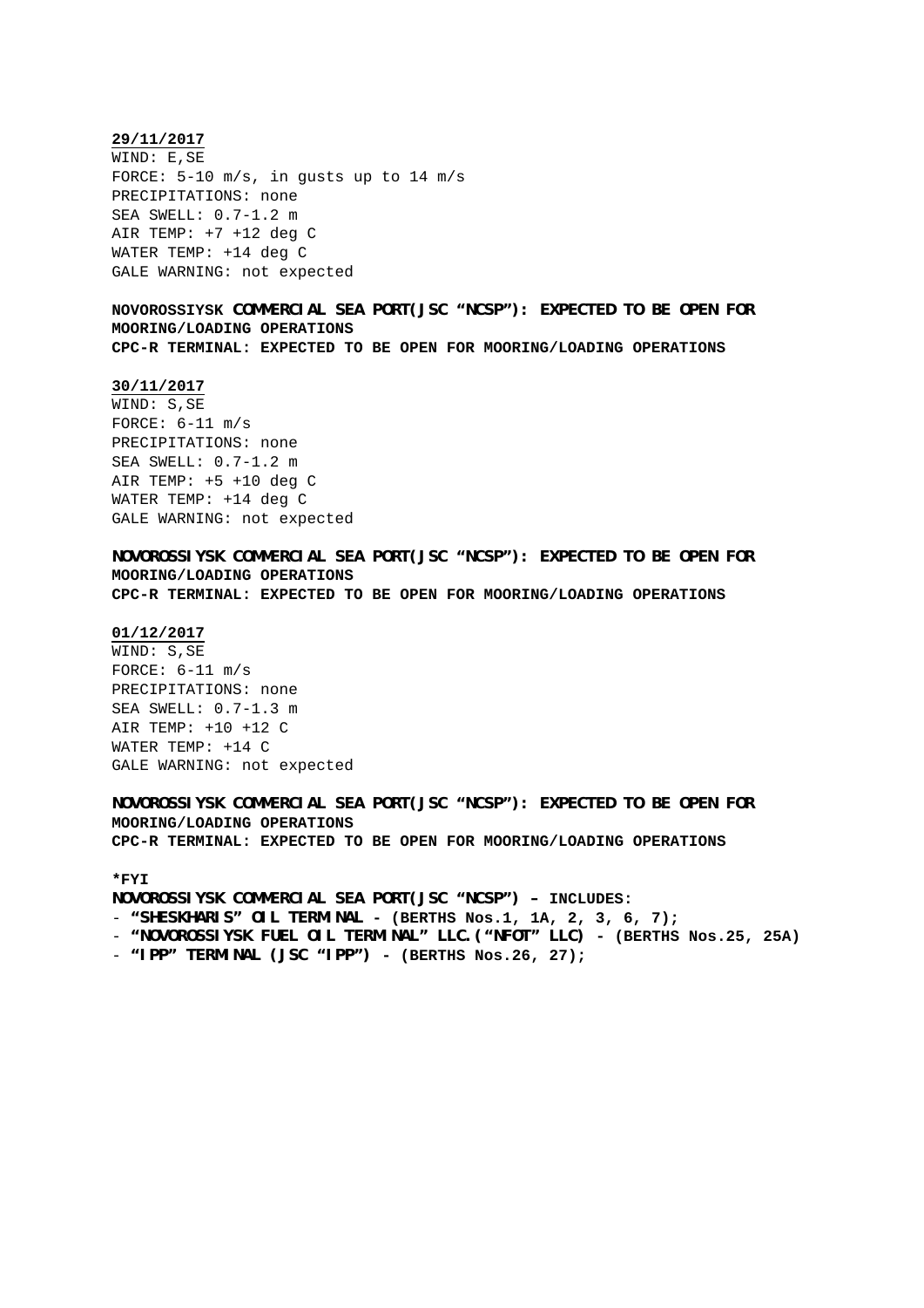**29/11/2017**

WIND: E,SE
FORCE: 5-10 m/s, in gusts up to 14 m/s
PRECIPITATIONS: none
SEA SWELL: 0.7-1.2 m
AIR TEMP: +7 +12 deg C
WATER TEMP: +14 deg C
GALE WARNING: not expected

**NOVOROSSIYSK COMMERCIAL SEA PORT(JSC “NCSP”): EXPECTED TO BE OPEN FOR MOORING/LOADING OPERATIONS**
**CPC-R TERMINAL: EXPECTED TO BE OPEN FOR MOORING/LOADING OPERATIONS**

**30/11/2017**

WIND: S,SE
FORCE: 6-11 m/s
PRECIPITATIONS: none
SEA SWELL: 0.7-1.2 m
AIR TEMP: +5 +10 deg C
WATER TEMP: +14 deg C
GALE WARNING: not expected

**NOVOROSSIYSK COMMERCIAL SEA PORT(JSC “NCSP”): EXPECTED TO BE OPEN FOR MOORING/LOADING OPERATIONS**
**CPC-R TERMINAL: EXPECTED TO BE OPEN FOR MOORING/LOADING OPERATIONS**

**01/12/2017**

WIND: S,SE
FORCE: 6-11 m/s
PRECIPITATIONS: none
SEA SWELL: 0.7-1.3 m
AIR TEMP: +10 +12 C
WATER TEMP: +14 C
GALE WARNING: not expected

**NOVOROSSIYSK COMMERCIAL SEA PORT(JSC “NCSP”): EXPECTED TO BE OPEN FOR MOORING/LOADING OPERATIONS**
**CPC-R TERMINAL: EXPECTED TO BE OPEN FOR MOORING/LOADING OPERATIONS**

***FYI**
**NOVOROSSIYSK COMMERCIAL SEA PORT(JSC “NCSP”) – INCLUDES:**
- **“SHESKHARIS” OIL TERMINAL - (BERTHS Nos.1, 1A, 2, 3, 6, 7);**
- **“NOVOROSSIYSK FUEL OIL TERMINAL” LLC.(“NFOT” LLC) - (BERTHS Nos.25, 25A)**
- **“IPP” TERMINAL (JSC “IPP”) - (BERTHS Nos.26, 27);**